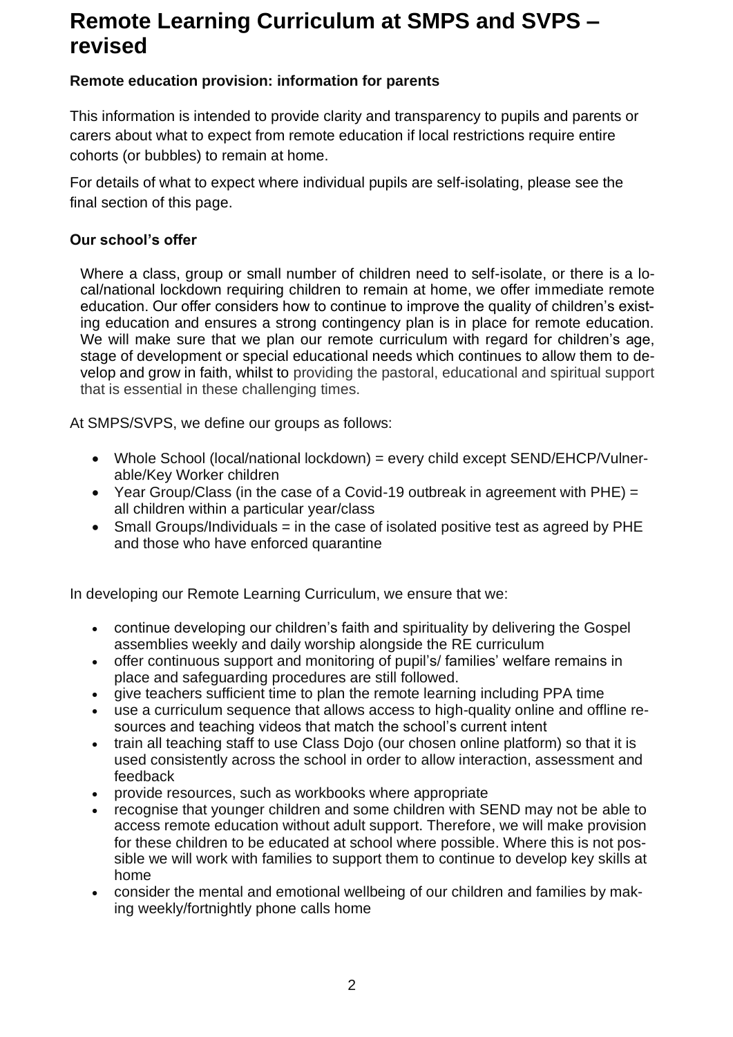# Remote Learning Curriculum at SMPS and SVPS – revised

**Remote education provision: information for parents**

This information is intended to provide clarity and transparency to pupils and parents or carers about what to expect from remote education if local restrictions require entire cohorts (or bubbles) to remain at home.

For details of what to expect where individual pupils are self-isolating, please see the final section of this page.

**Our school's offer**

Where a class, group or small number of children need to self-isolate, or there is a local/national lockdown requiring children to remain at home, we offer immediate remote education. Our offer considers how to continue to improve the quality of children's existing education and ensures a strong contingency plan is in place for remote education. We will make sure that we plan our remote curriculum with regard for children's age, stage of development or special educational needs which continues to allow them to develop and grow in faith, whilst to providing the pastoral, educational and spiritual support that is essential in these challenging times.

At SMPS/SVPS, we define our groups as follows:

- Whole School (local/national lockdown) = every child except SEND/EHCP/Vulnerable/Key Worker children
- Year Group/Class (in the case of a Covid-19 outbreak in agreement with PHE) = all children within a particular year/class
- Small Groups/Individuals = in the case of isolated positive test as agreed by PHE and those who have enforced quarantine

In developing our Remote Learning Curriculum, we ensure that we:

- continue developing our children's faith and spirituality by delivering the Gospel assemblies weekly and daily worship alongside the RE curriculum
- offer continuous support and monitoring of pupil's/ families' welfare remains in place and safeguarding procedures are still followed.
- give teachers sufficient time to plan the remote learning including PPA time
- use a curriculum sequence that allows access to high-quality online and offline resources and teaching videos that match the school's current intent
- train all teaching staff to use Class Dojo (our chosen online platform) so that it is used consistently across the school in order to allow interaction, assessment and feedback
- provide resources, such as workbooks where appropriate
- recognise that younger children and some children with SEND may not be able to access remote education without adult support. Therefore, we will make provision for these children to be educated at school where possible. Where this is not possible we will work with families to support them to continue to develop key skills at home
- consider the mental and emotional wellbeing of our children and families by making weekly/fortnightly phone calls home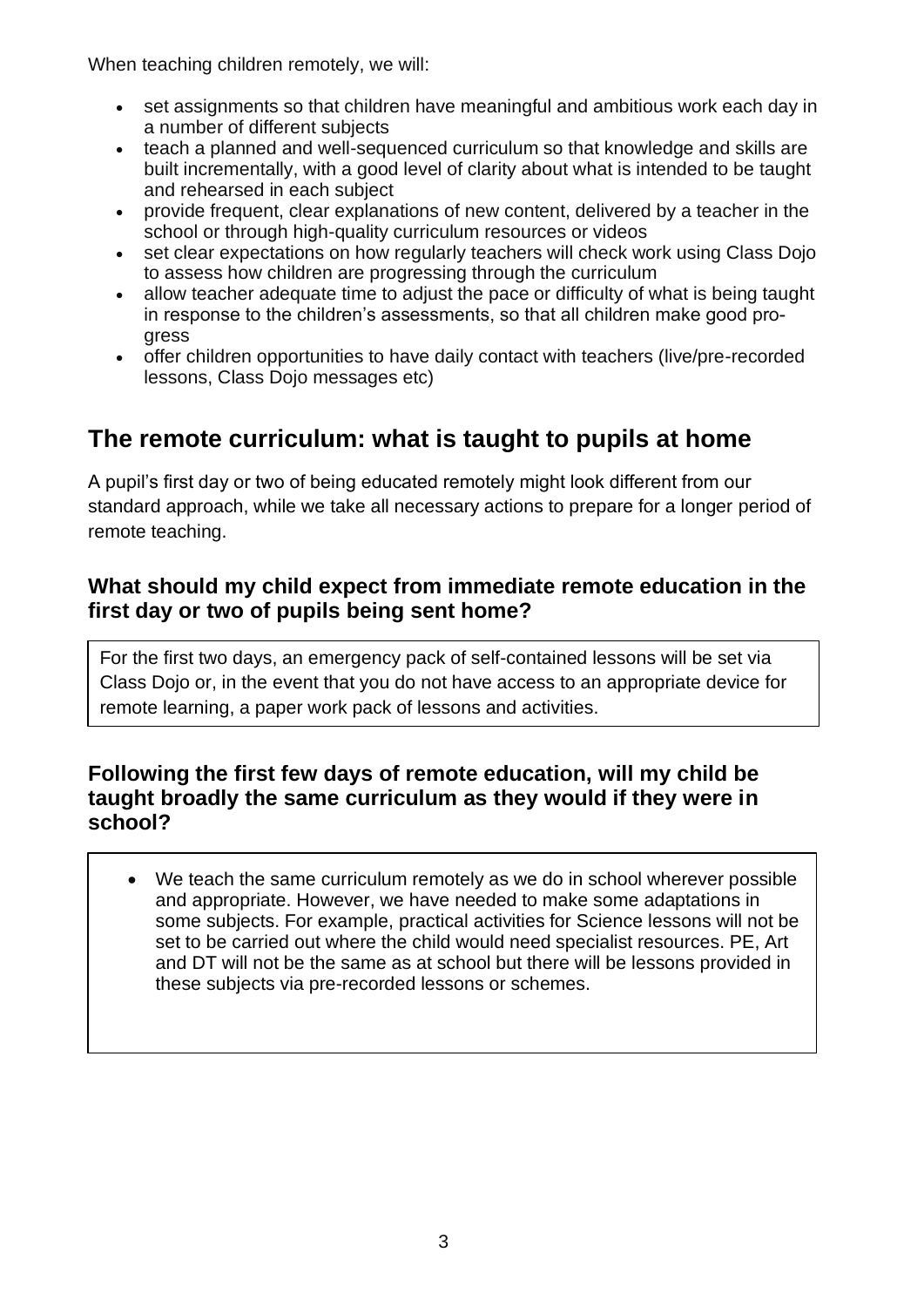When teaching children remotely, we will:

- set assignments so that children have meaningful and ambitious work each day in a number of different subjects
- teach a planned and well-sequenced curriculum so that knowledge and skills are built incrementally, with a good level of clarity about what is intended to be taught and rehearsed in each subject
- provide frequent, clear explanations of new content, delivered by a teacher in the school or through high-quality curriculum resources or videos
- set clear expectations on how regularly teachers will check work using Class Dojo to assess how children are progressing through the curriculum
- allow teacher adequate time to adjust the pace or difficulty of what is being taught in response to the children's assessments, so that all children make good progress
- offer children opportunities to have daily contact with teachers (live/pre-recorded lessons, Class Dojo messages etc)

## The remote curriculum: what is taught to pupils at home

A pupil's first day or two of being educated remotely might look different from our standard approach, while we take all necessary actions to prepare for a longer period of remote teaching.

### What should my child expect from immediate remote education in the first day or two of pupils being sent home?

For the first two days, an emergency pack of self-contained lessons will be set via Class Dojo or, in the event that you do not have access to an appropriate device for remote learning, a paper work pack of lessons and activities.

### Following the first few days of remote education, will my child be taught broadly the same curriculum as they would if they were in school?

- We teach the same curriculum remotely as we do in school wherever possible and appropriate. However, we have needed to make some adaptations in some subjects. For example, practical activities for Science lessons will not be set to be carried out where the child would need specialist resources. PE, Art and DT will not be the same as at school but there will be lessons provided in these subjects via pre-recorded lessons or schemes.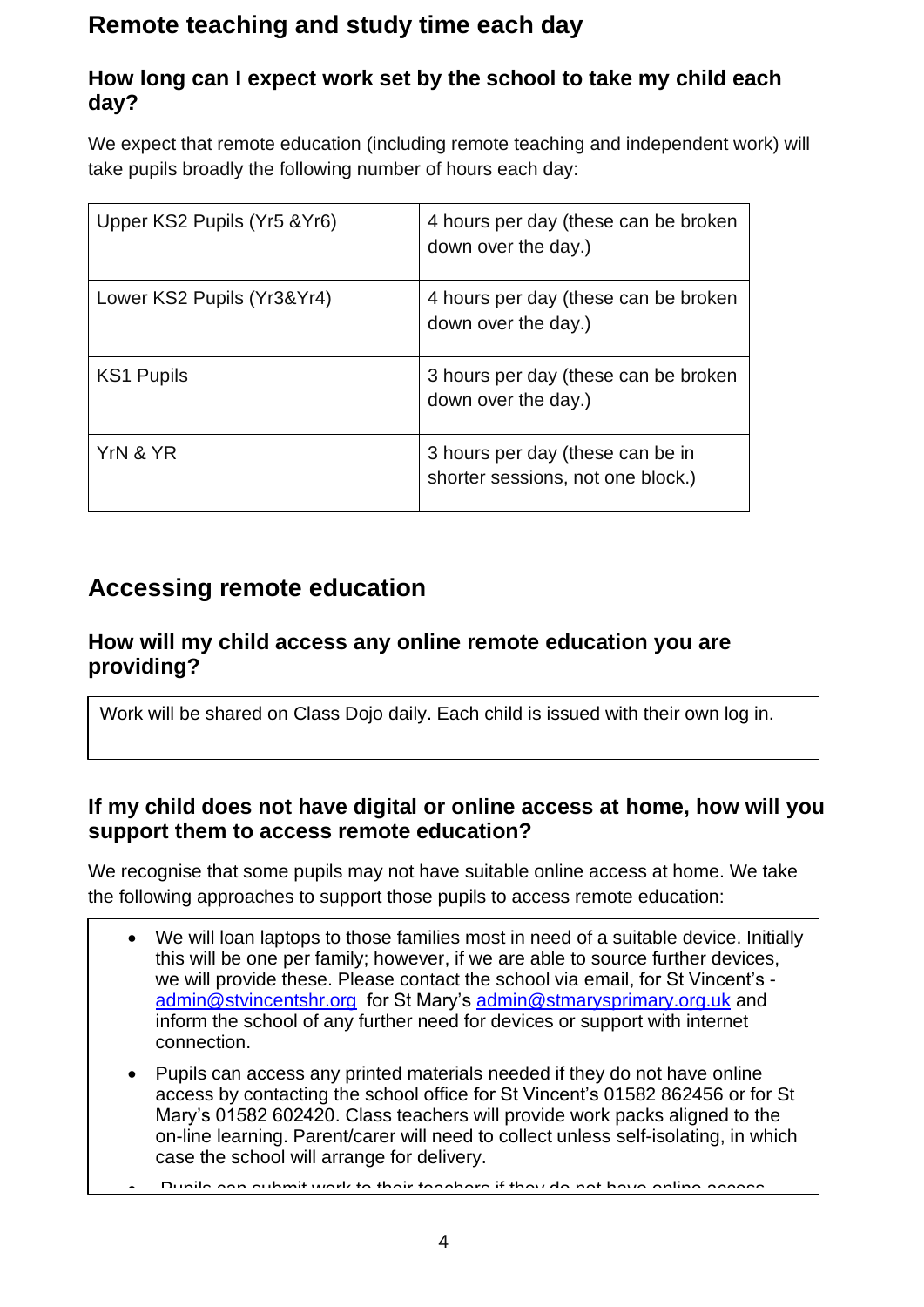## Remote teaching and study time each day

### How long can I expect work set by the school to take my child each day?

We expect that remote education (including remote teaching and independent work) will take pupils broadly the following number of hours each day:

| | |
|---|---|
| Upper KS2 Pupils (Yr5 &Yr6) | 4 hours per day (these can be broken down over the day.) |
| Lower KS2 Pupils (Yr3&Yr4) | 4 hours per day (these can be broken down over the day.) |
| KS1 Pupils | 3 hours per day (these can be broken down over the day.) |
| YrN & YR | 3 hours per day (these can be in shorter sessions, not one block.) |

## Accessing remote education

### How will my child access any online remote education you are providing?

Work will be shared on Class Dojo daily. Each child is issued with their own log in.

### If my child does not have digital or online access at home, how will you support them to access remote education?

We recognise that some pupils may not have suitable online access at home. We take the following approaches to support those pupils to access remote education:

- We will loan laptops to those families most in need of a suitable device. Initially this will be one per family; however, if we are able to source further devices, we will provide these. Please contact the school via email, for St Vincent's - admin@stvincentshr.org for St Mary's admin@stmarysprimary.org.uk and inform the school of any further need for devices or support with internet connection.
- Pupils can access any printed materials needed if they do not have online access by contacting the school office for St Vincent's 01582 862456 or for St Mary's 01582 602420. Class teachers will provide work packs aligned to the on-line learning. Parent/carer will need to collect unless self-isolating, in which case the school will arrange for delivery.
- Pupils can submit work to their teachers if they do not have online access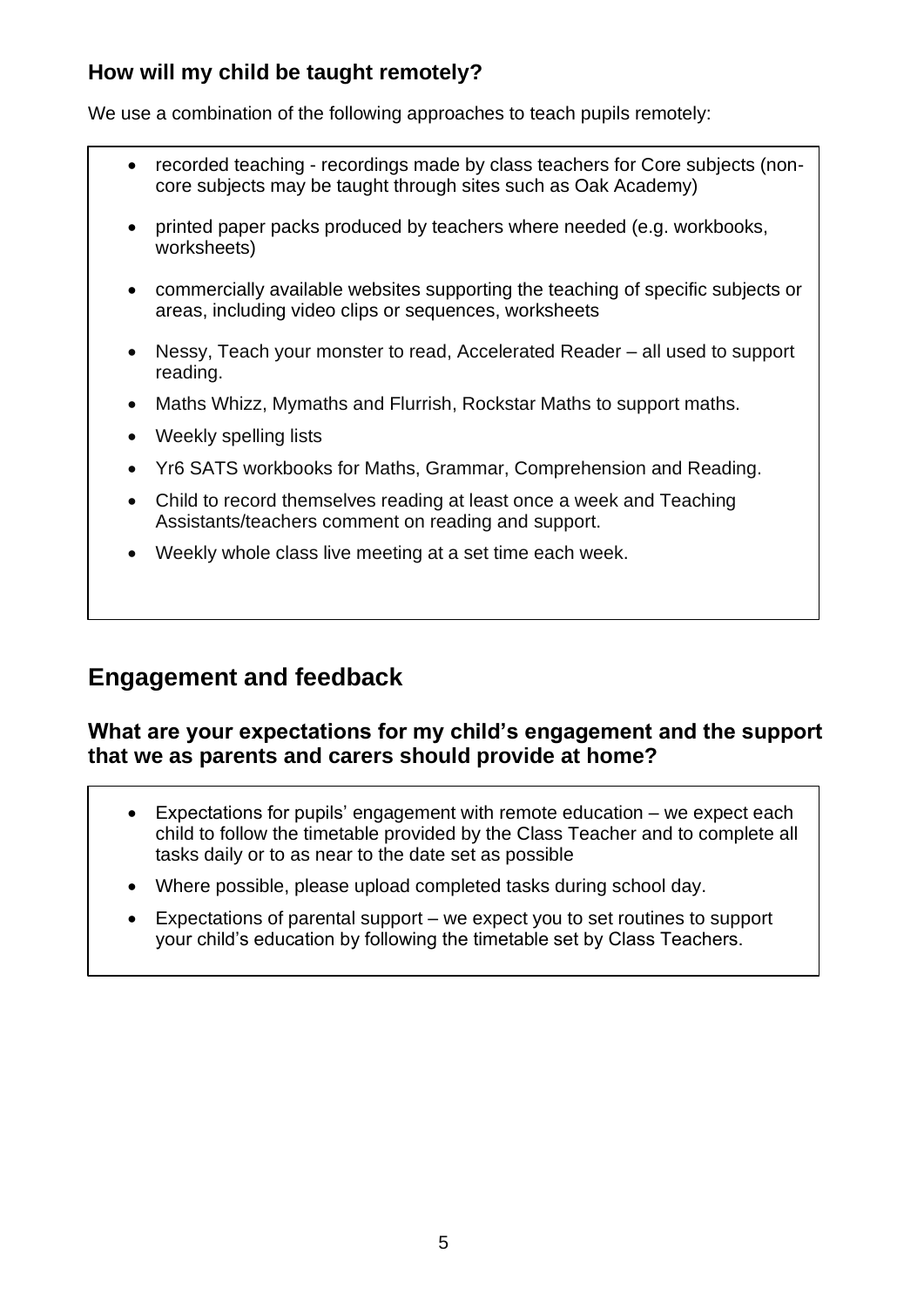### How will my child be taught remotely?

We use a combination of the following approaches to teach pupils remotely:

- recorded teaching - recordings made by class teachers for Core subjects (non-core subjects may be taught through sites such as Oak Academy)
- printed paper packs produced by teachers where needed (e.g. workbooks, worksheets)
- commercially available websites supporting the teaching of specific subjects or areas, including video clips or sequences, worksheets
- Nessy, Teach your monster to read, Accelerated Reader – all used to support reading.
- Maths Whizz, Mymaths and Flurrish, Rockstar Maths to support maths.
- Weekly spelling lists
- Yr6 SATS workbooks for Maths, Grammar, Comprehension and Reading.
- Child to record themselves reading at least once a week and Teaching Assistants/teachers comment on reading and support.
- Weekly whole class live meeting at a set time each week.

## Engagement and feedback

### What are your expectations for my child's engagement and the support that we as parents and carers should provide at home?

- Expectations for pupils' engagement with remote education – we expect each child to follow the timetable provided by the Class Teacher and to complete all tasks daily or to as near to the date set as possible
- Where possible, please upload completed tasks during school day.
- Expectations of parental support – we expect you to set routines to support your child's education by following the timetable set by Class Teachers.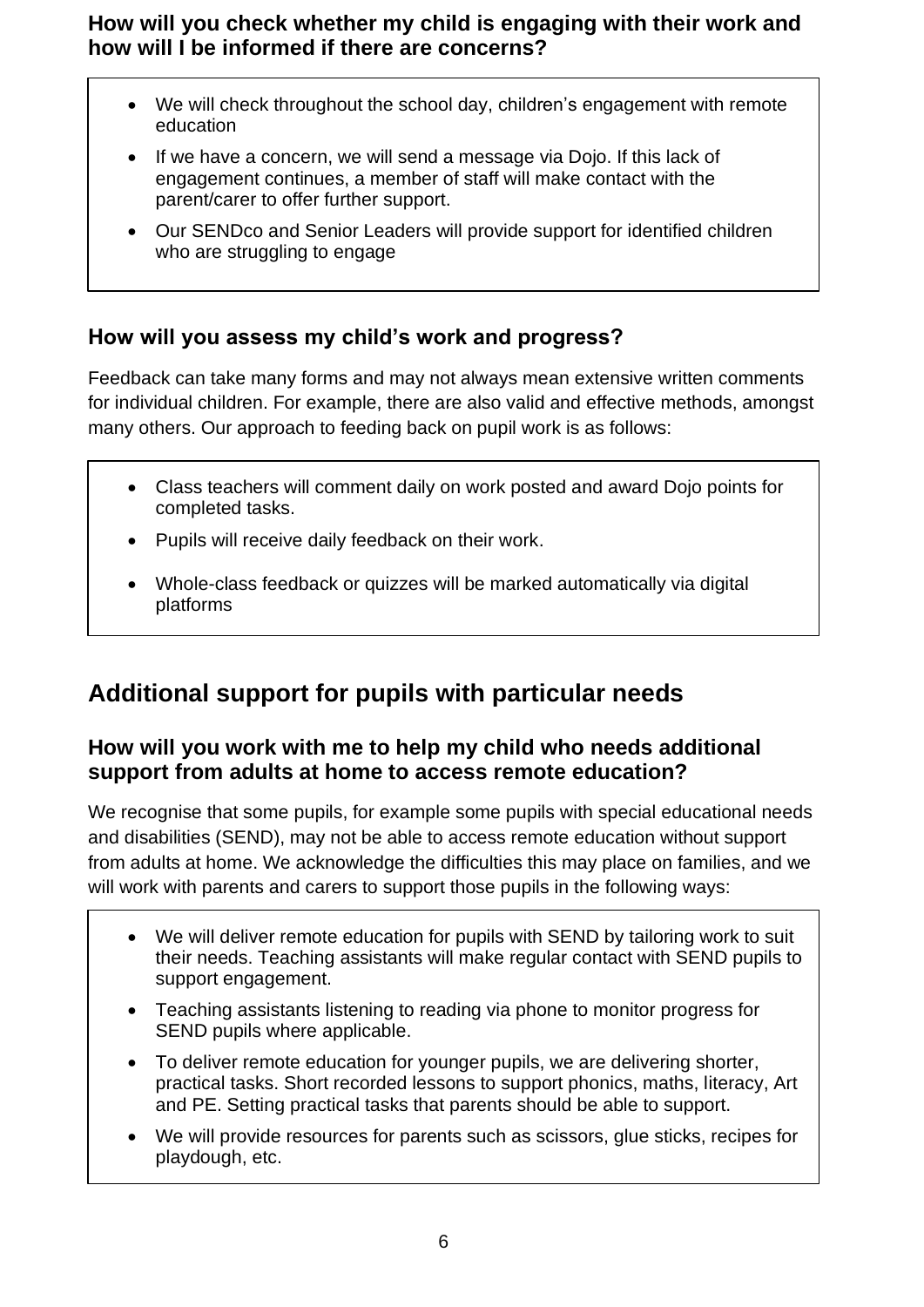### How will you check whether my child is engaging with their work and how will I be informed if there are concerns?

- We will check throughout the school day, children's engagement with remote education
- If we have a concern, we will send a message via Dojo. If this lack of engagement continues, a member of staff will make contact with the parent/carer to offer further support.
- Our SENDco and Senior Leaders will provide support for identified children who are struggling to engage

### How will you assess my child's work and progress?

Feedback can take many forms and may not always mean extensive written comments for individual children. For example, there are also valid and effective methods, amongst many others. Our approach to feeding back on pupil work is as follows:

- Class teachers will comment daily on work posted and award Dojo points for completed tasks.
- Pupils will receive daily feedback on their work.
- Whole-class feedback or quizzes will be marked automatically via digital platforms

## Additional support for pupils with particular needs

### How will you work with me to help my child who needs additional support from adults at home to access remote education?

We recognise that some pupils, for example some pupils with special educational needs and disabilities (SEND), may not be able to access remote education without support from adults at home. We acknowledge the difficulties this may place on families, and we will work with parents and carers to support those pupils in the following ways:

- We will deliver remote education for pupils with SEND by tailoring work to suit their needs. Teaching assistants will make regular contact with SEND pupils to support engagement.
- Teaching assistants listening to reading via phone to monitor progress for SEND pupils where applicable.
- To deliver remote education for younger pupils, we are delivering shorter, practical tasks. Short recorded lessons to support phonics, maths, literacy, Art and PE. Setting practical tasks that parents should be able to support.
- We will provide resources for parents such as scissors, glue sticks, recipes for playdough, etc.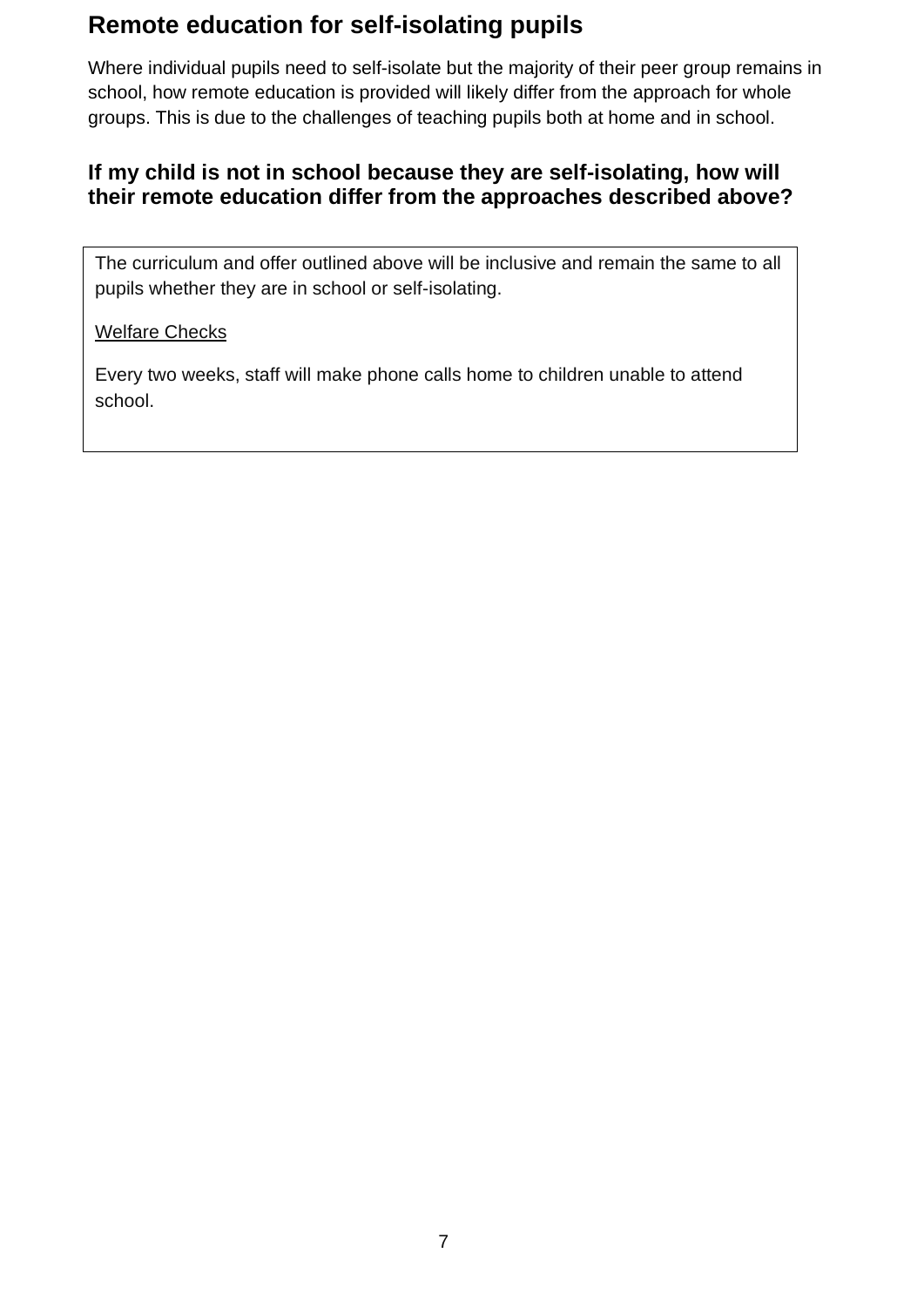## Remote education for self-isolating pupils

Where individual pupils need to self-isolate but the majority of their peer group remains in school, how remote education is provided will likely differ from the approach for whole groups. This is due to the challenges of teaching pupils both at home and in school.

### If my child is not in school because they are self-isolating, how will their remote education differ from the approaches described above?

The curriculum and offer outlined above will be inclusive and remain the same to all pupils whether they are in school or self-isolating.

Welfare Checks

Every two weeks, staff will make phone calls home to children unable to attend school.